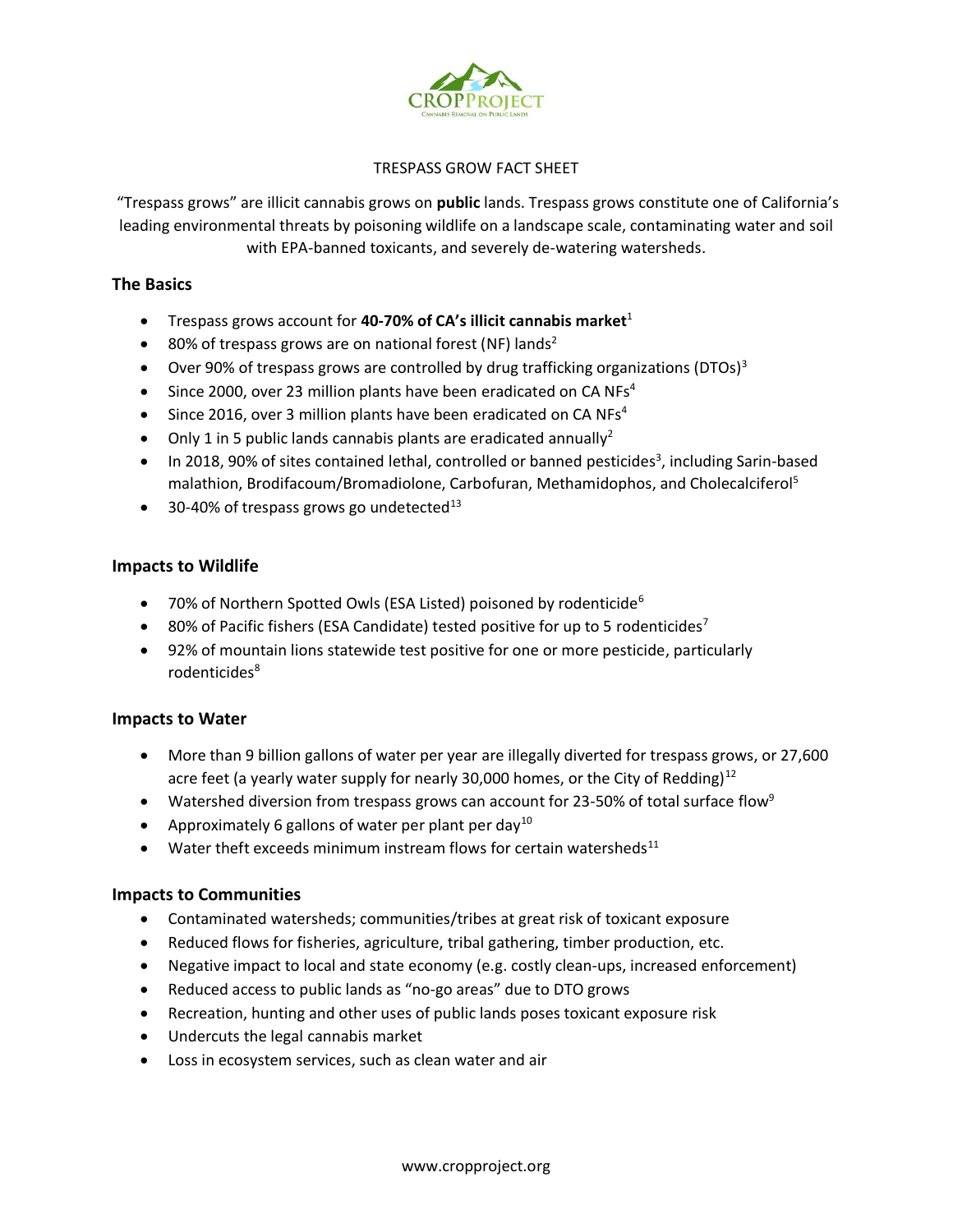CROPPROJECT

CANNABIS REMOVAL ON PUBLIC LANDS

# TRESPASS GROW FACT SHEET

"Trespass grows" are illicit cannabis grows on **public** lands. Trespass grows constitute one of California's leading environmental threats by poisoning wildlife on a landscape scale, contaminating water and soil with EPA-banned toxicants, and severely de-watering watersheds.

## The Basics

- Trespass grows account for **40-70% of CA's illicit cannabis market**[1]
- 80% of trespass grows are on national forest (NF) lands[2]
- Over 90% of trespass grows are controlled by drug trafficking organizations (DTOs)[3]
- Since 2000, over 23 million plants have been eradicated on CA NFs[4]
- Since 2016, over 3 million plants have been eradicated on CA NFs[4]
- Only 1 in 5 public lands cannabis plants are eradicated annually[2]
- In 2018, 90% of sites contained lethal, controlled or banned pesticides[3], including Sarin-based malathion, Brodifacoum/Bromadiolone, Carbofuran, Methamidophos, and Cholecalciferol[5]
- 30-40% of trespass grows go undetected[13]

## Impacts to Wildlife

- 70% of Northern Spotted Owls (ESA Listed) poisoned by rodenticide[6]
- 80% of Pacific fishers (ESA Candidate) tested positive for up to 5 rodenticides[7]
- 92% of mountain lions statewide test positive for one or more pesticide, particularly rodenticides[8]

## Impacts to Water

- More than 9 billion gallons of water per year are illegally diverted for trespass grows, or 27,600 acre feet (a yearly water supply for nearly 30,000 homes, or the City of Redding)[12]
- Watershed diversion from trespass grows can account for 23-50% of total surface flow[9]
- Approximately 6 gallons of water per plant per day[10]
- Water theft exceeds minimum instream flows for certain watersheds[11]

## Impacts to Communities

- Contaminated watersheds; communities/tribes at great risk of toxicant exposure
- Reduced flows for fisheries, agriculture, tribal gathering, timber production, etc.
- Negative impact to local and state economy (e.g. costly clean-ups, increased enforcement)
- Reduced access to public lands as "no-go areas" due to DTO grows
- Recreation, hunting and other uses of public lands poses toxicant exposure risk
- Undercuts the legal cannabis market
- Loss in ecosystem services, such as clean water and air

www.cropproject.org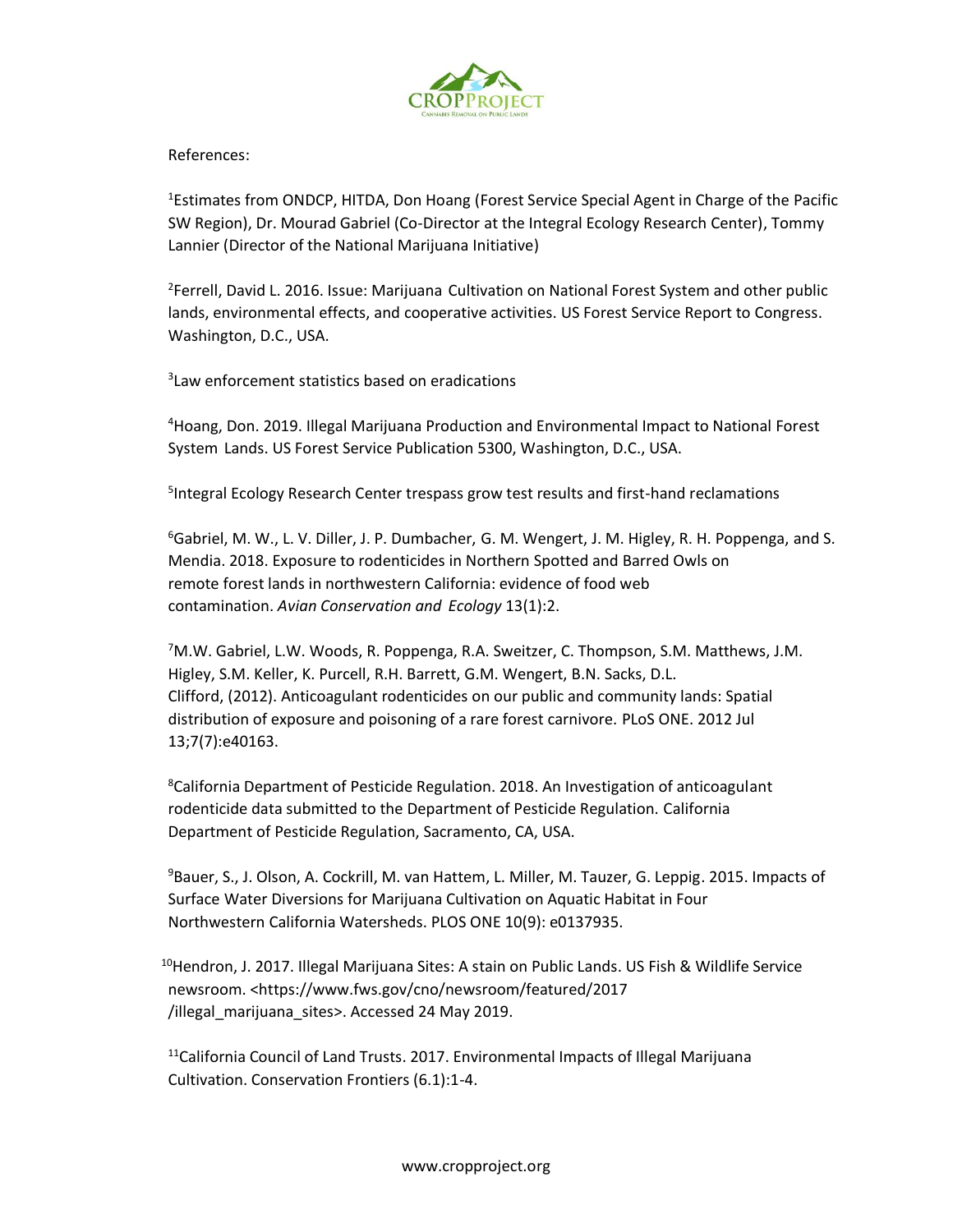References:

[1]Estimates from ONDCP, HITDA, Don Hoang (Forest Service Special Agent in Charge of the Pacific SW Region), Dr. Mourad Gabriel (Co-Director at the Integral Ecology Research Center), Tommy Lannier (Director of the National Marijuana Initiative)

[2]Ferrell, David L. 2016. Issue: Marijuana Cultivation on National Forest System and other public lands, environmental effects, and cooperative activities. US Forest Service Report to Congress. Washington, D.C., USA.

[3]Law enforcement statistics based on eradications

[4]Hoang, Don. 2019. Illegal Marijuana Production and Environmental Impact to National Forest System Lands. US Forest Service Publication 5300, Washington, D.C., USA.

[5]Integral Ecology Research Center trespass grow test results and first-hand reclamations

[6]Gabriel, M. W., L. V. Diller, J. P. Dumbacher, G. M. Wengert, J. M. Higley, R. H. Poppenga, and S. Mendia. 2018. Exposure to rodenticides in Northern Spotted and Barred Owls on remote forest lands in northwestern California: evidence of food web contamination. *Avian Conservation and Ecology* 13(1):2.

[7]M.W. Gabriel, L.W. Woods, R. Poppenga, R.A. Sweitzer, C. Thompson, S.M. Matthews, J.M. Higley, S.M. Keller, K. Purcell, R.H. Barrett, G.M. Wengert, B.N. Sacks, D.L. Clifford, (2012). Anticoagulant rodenticides on our public and community lands: Spatial distribution of exposure and poisoning of a rare forest carnivore. PLoS ONE. 2012 Jul 13;7(7):e40163.

[8]California Department of Pesticide Regulation. 2018. An Investigation of anticoagulant rodenticide data submitted to the Department of Pesticide Regulation. California Department of Pesticide Regulation, Sacramento, CA, USA.

[9]Bauer, S., J. Olson, A. Cockrill, M. van Hattem, L. Miller, M. Tauzer, G. Leppig. 2015. Impacts of Surface Water Diversions for Marijuana Cultivation on Aquatic Habitat in Four Northwestern California Watersheds. PLOS ONE 10(9): e0137935.

[10]Hendron, J. 2017. Illegal Marijuana Sites: A stain on Public Lands. US Fish & Wildlife Service newsroom. <https://www.fws.gov/cno/newsroom/featured/2017/illegal_marijuana_sites>. Accessed 24 May 2019.

[11]California Council of Land Trusts. 2017. Environmental Impacts of Illegal Marijuana Cultivation. Conservation Frontiers (6.1):1-4.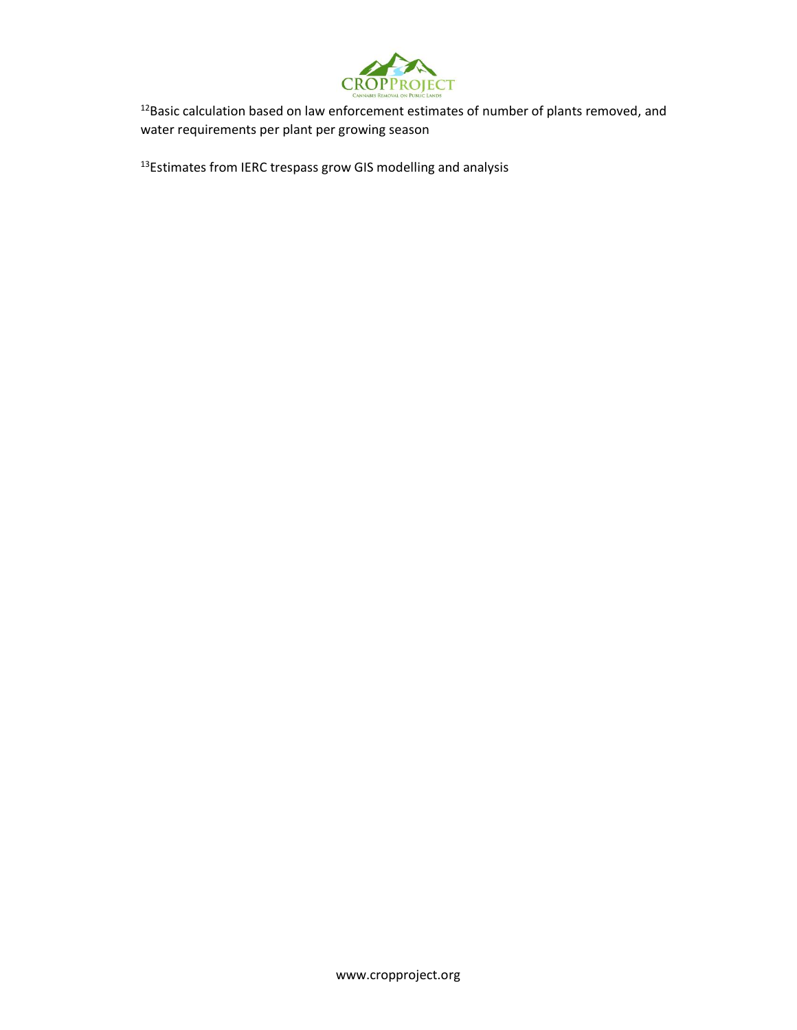[12]Basic calculation based on law enforcement estimates of number of plants removed, and water requirements per plant per growing season

[13]Estimates from IERC trespass grow GIS modelling and analysis